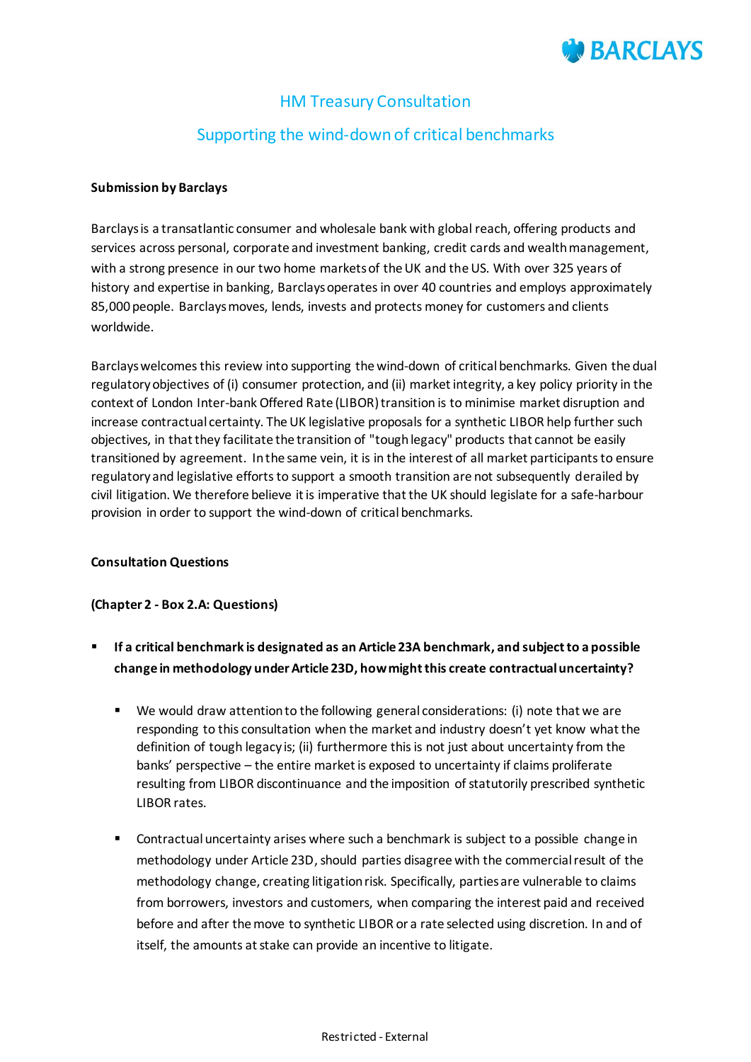# HM Treasury Consultation

## Supporting the wind-down of critical benchmarks

**Submission by Barclays**

Barclays is a transatlantic consumer and wholesale bank with global reach, offering products and services across personal, corporate and investment banking, credit cards and wealth management, with a strong presence in our two home markets of the UK and the US. With over 325 years of history and expertise in banking, Barclays operates in over 40 countries and employs approximately 85,000 people. Barclays moves, lends, invests and protects money for customers and clients worldwide.

Barclays welcomes this review into supporting the wind-down of critical benchmarks. Given the dual regulatory objectives of (i) consumer protection, and (ii) market integrity, a key policy priority in the context of London Inter-bank Offered Rate (LIBOR) transition is to minimise market disruption and increase contractual certainty. The UK legislative proposals for a synthetic LIBOR help further such objectives, in that they facilitate the transition of "tough legacy" products that cannot be easily transitioned by agreement. In the same vein, it is in the interest of all market participants to ensure regulatory and legislative efforts to support a smooth transition are not subsequently derailed by civil litigation. We therefore believe it is imperative that the UK should legislate for a safe-harbour provision in order to support the wind-down of critical benchmarks.

**Consultation Questions**

**(Chapter 2 - Box 2.A: Questions)**

- **If a critical benchmark is designated as an Article 23A benchmark, and subject to a possible change in methodology under Article 23D, how might this create contractual uncertainty?**
  - We would draw attention to the following general considerations: (i) note that we are responding to this consultation when the market and industry doesn't yet know what the definition of tough legacy is; (ii) furthermore this is not just about uncertainty from the banks' perspective – the entire market is exposed to uncertainty if claims proliferate resulting from LIBOR discontinuance and the imposition of statutorily prescribed synthetic LIBOR rates.
  - Contractual uncertainty arises where such a benchmark is subject to a possible change in methodology under Article 23D, should parties disagree with the commercial result of the methodology change, creating litigation risk. Specifically, parties are vulnerable to claims from borrowers, investors and customers, when comparing the interest paid and received before and after the move to synthetic LIBOR or a rate selected using discretion. In and of itself, the amounts at stake can provide an incentive to litigate.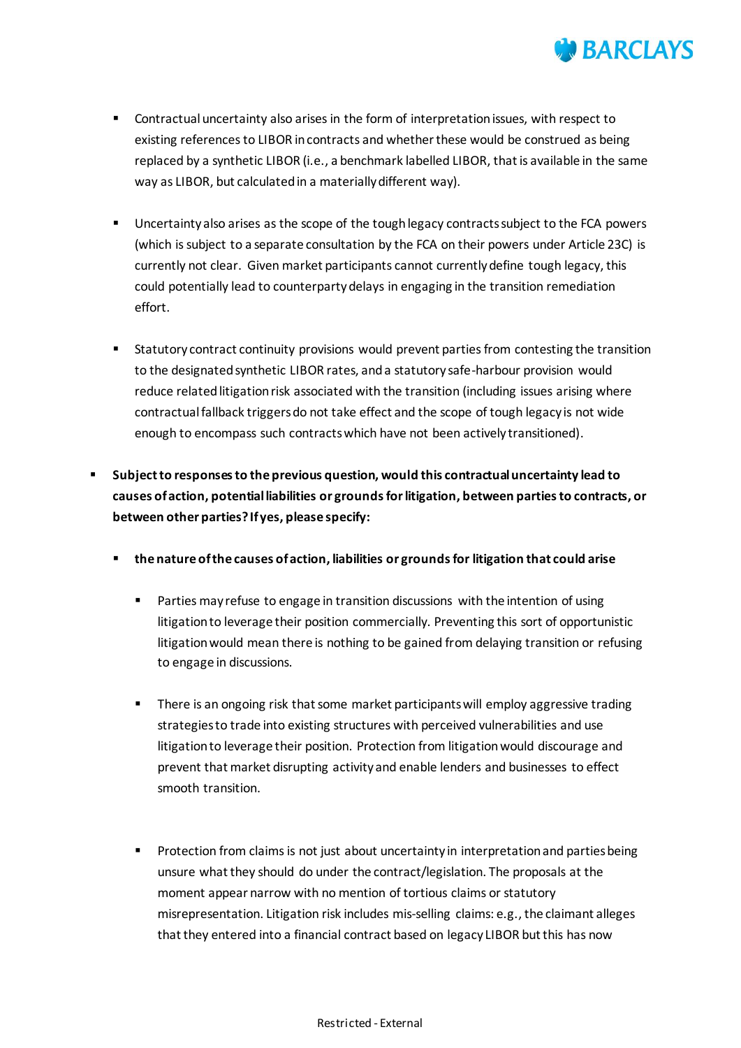- Contractual uncertainty also arises in the form of interpretation issues, with respect to existing references to LIBOR in contracts and whether these would be construed as being replaced by a synthetic LIBOR (i.e., a benchmark labelled LIBOR, that is available in the same way as LIBOR, but calculated in a materially different way).

- Uncertainty also arises as the scope of the tough legacy contracts subject to the FCA powers (which is subject to a separate consultation by the FCA on their powers under Article 23C) is currently not clear. Given market participants cannot currently define tough legacy, this could potentially lead to counterparty delays in engaging in the transition remediation effort.

- Statutory contract continuity provisions would prevent parties from contesting the transition to the designated synthetic LIBOR rates, and a statutory safe-harbour provision would reduce related litigation risk associated with the transition (including issues arising where contractual fallback triggers do not take effect and the scope of tough legacy is not wide enough to encompass such contracts which have not been actively transitioned).

- **Subject to responses to the previous question, would this contractual uncertainty lead to causes of action, potential liabilities or grounds for litigation, between parties to contracts, or between other parties? If yes, please specify:**

  - **the nature of the causes of action, liabilities or grounds for litigation that could arise**

    - Parties may refuse to engage in transition discussions with the intention of using litigation to leverage their position commercially. Preventing this sort of opportunistic litigation would mean there is nothing to be gained from delaying transition or refusing to engage in discussions.

    - There is an ongoing risk that some market participants will employ aggressive trading strategies to trade into existing structures with perceived vulnerabilities and use litigation to leverage their position. Protection from litigation would discourage and prevent that market disrupting activity and enable lenders and businesses to effect smooth transition.

    - Protection from claims is not just about uncertainty in interpretation and parties being unsure what they should do under the contract/legislation. The proposals at the moment appear narrow with no mention of tortious claims or statutory misrepresentation. Litigation risk includes mis-selling claims: e.g., the claimant alleges that they entered into a financial contract based on legacy LIBOR but this has now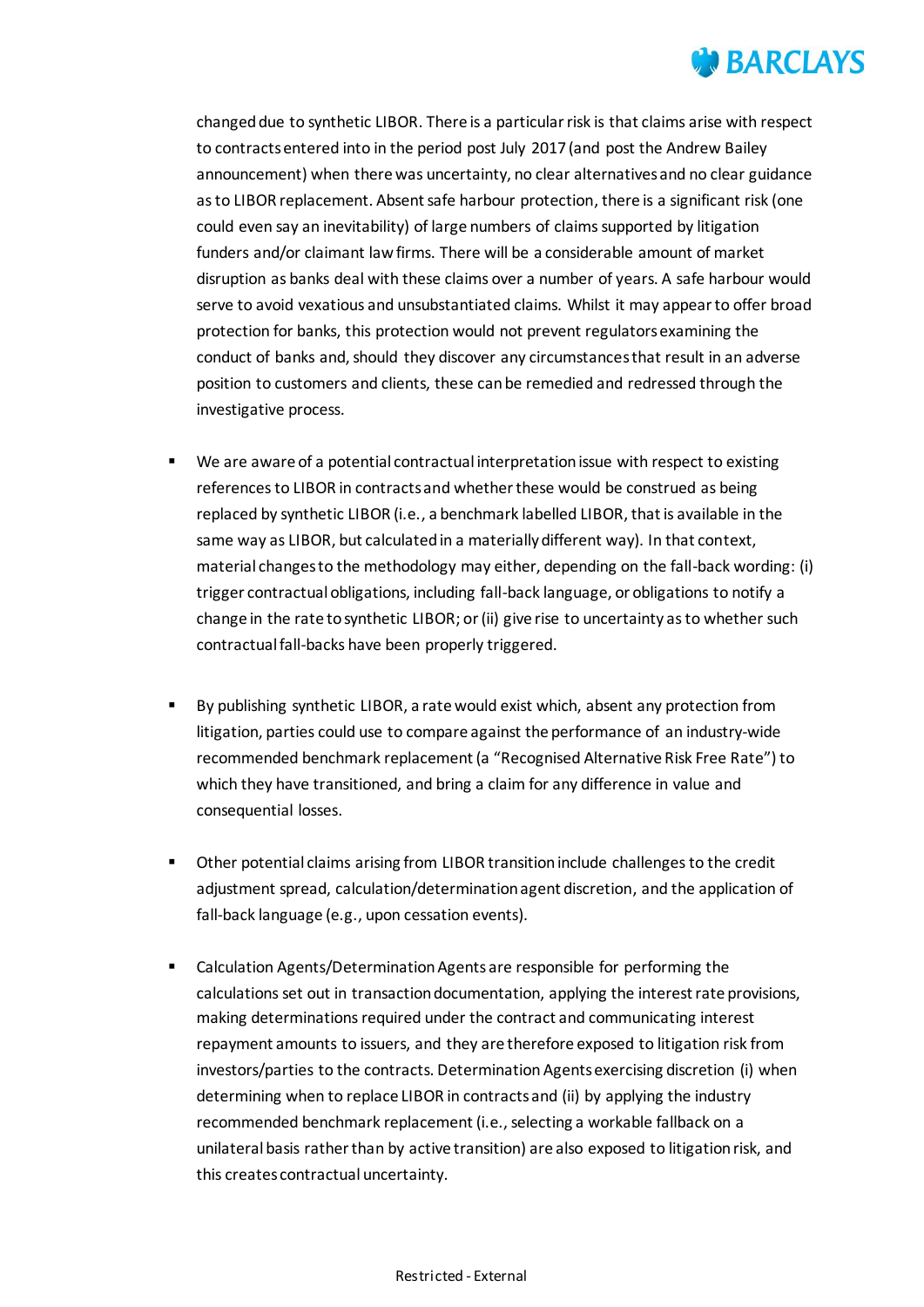changed due to synthetic LIBOR. There is a particular risk is that claims arise with respect to contracts entered into in the period post July 2017 (and post the Andrew Bailey announcement) when there was uncertainty, no clear alternatives and no clear guidance as to LIBOR replacement. Absent safe harbour protection, there is a significant risk (one could even say an inevitability) of large numbers of claims supported by litigation funders and/or claimant law firms. There will be a considerable amount of market disruption as banks deal with these claims over a number of years. A safe harbour would serve to avoid vexatious and unsubstantiated claims. Whilst it may appear to offer broad protection for banks, this protection would not prevent regulators examining the conduct of banks and, should they discover any circumstances that result in an adverse position to customers and clients, these can be remedied and redressed through the investigative process.

- We are aware of a potential contractual interpretation issue with respect to existing references to LIBOR in contracts and whether these would be construed as being replaced by synthetic LIBOR (i.e., a benchmark labelled LIBOR, that is available in the same way as LIBOR, but calculated in a materially different way). In that context, material changes to the methodology may either, depending on the fall-back wording: (i) trigger contractual obligations, including fall-back language, or obligations to notify a change in the rate to synthetic LIBOR; or (ii) give rise to uncertainty as to whether such contractual fall-backs have been properly triggered.

- By publishing synthetic LIBOR, a rate would exist which, absent any protection from litigation, parties could use to compare against the performance of an industry-wide recommended benchmark replacement (a "Recognised Alternative Risk Free Rate") to which they have transitioned, and bring a claim for any difference in value and consequential losses.

- Other potential claims arising from LIBOR transition include challenges to the credit adjustment spread, calculation/determination agent discretion, and the application of fall-back language (e.g., upon cessation events).

- Calculation Agents/Determination Agents are responsible for performing the calculations set out in transaction documentation, applying the interest rate provisions, making determinations required under the contract and communicating interest repayment amounts to issuers, and they are therefore exposed to litigation risk from investors/parties to the contracts. Determination Agents exercising discretion (i) when determining when to replace LIBOR in contracts and (ii) by applying the industry recommended benchmark replacement (i.e., selecting a workable fallback on a unilateral basis rather than by active transition) are also exposed to litigation risk, and this creates contractual uncertainty.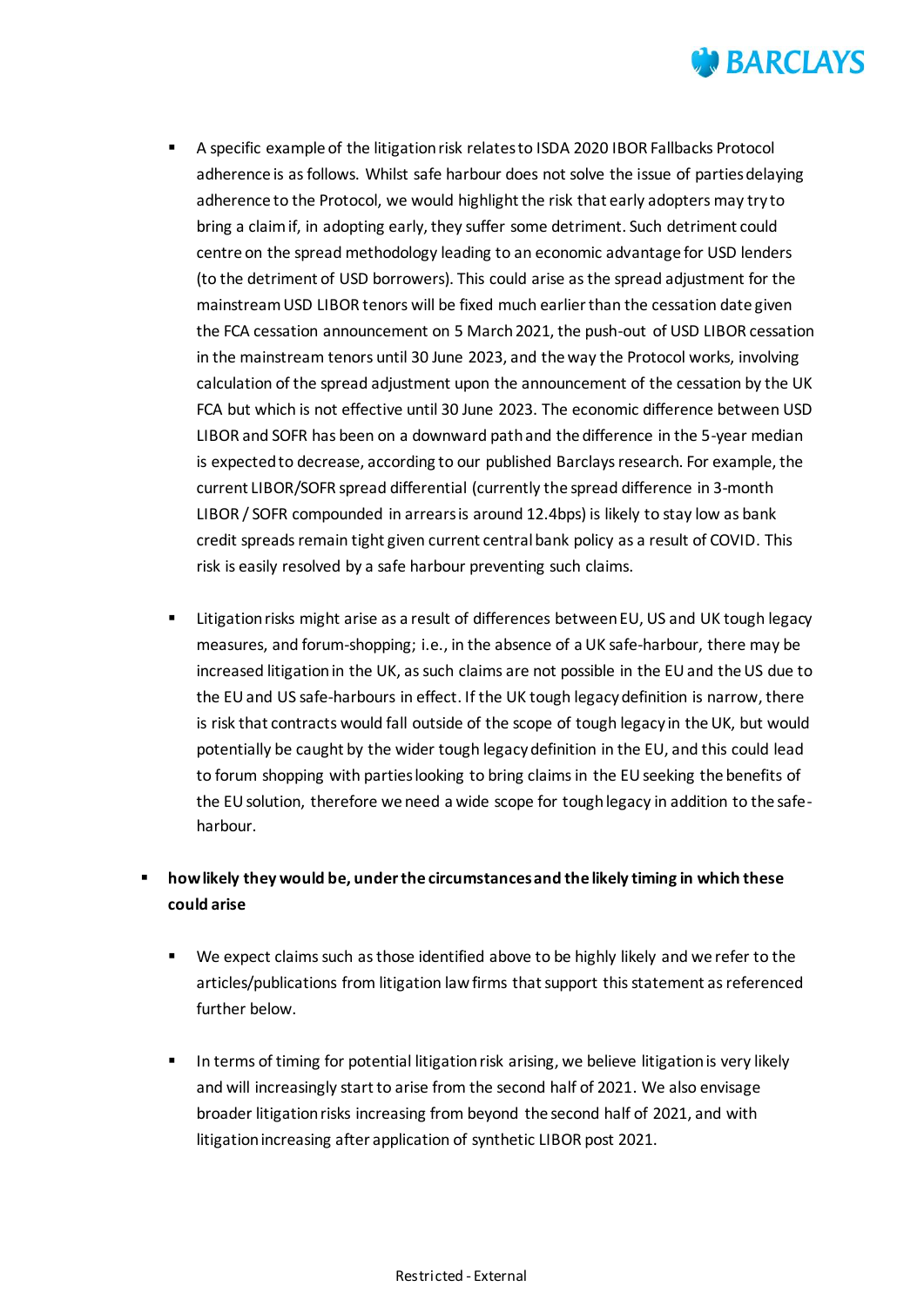- A specific example of the litigation risk relates to ISDA 2020 IBOR Fallbacks Protocol adherence is as follows. Whilst safe harbour does not solve the issue of parties delaying adherence to the Protocol, we would highlight the risk that early adopters may try to bring a claim if, in adopting early, they suffer some detriment. Such detriment could centre on the spread methodology leading to an economic advantage for USD lenders (to the detriment of USD borrowers). This could arise as the spread adjustment for the mainstream USD LIBOR tenors will be fixed much earlier than the cessation date given the FCA cessation announcement on 5 March 2021, the push-out of USD LIBOR cessation in the mainstream tenors until 30 June 2023, and the way the Protocol works, involving calculation of the spread adjustment upon the announcement of the cessation by the UK FCA but which is not effective until 30 June 2023. The economic difference between USD LIBOR and SOFR has been on a downward path and the difference in the 5-year median is expected to decrease, according to our published Barclays research. For example, the current LIBOR/SOFR spread differential (currently the spread difference in 3-month LIBOR / SOFR compounded in arrears is around 12.4bps) is likely to stay low as bank credit spreads remain tight given current central bank policy as a result of COVID. This risk is easily resolved by a safe harbour preventing such claims.

- Litigation risks might arise as a result of differences between EU, US and UK tough legacy measures, and forum-shopping; i.e., in the absence of a UK safe-harbour, there may be increased litigation in the UK, as such claims are not possible in the EU and the US due to the EU and US safe-harbours in effect. If the UK tough legacy definition is narrow, there is risk that contracts would fall outside of the scope of tough legacy in the UK, but would potentially be caught by the wider tough legacy definition in the EU, and this could lead to forum shopping with parties looking to bring claims in the EU seeking the benefits of the EU solution, therefore we need a wide scope for tough legacy in addition to the safe-harbour.

- **how likely they would be, under the circumstances and the likely timing in which these could arise**
  - We expect claims such as those identified above to be highly likely and we refer to the articles/publications from litigation law firms that support this statement as referenced further below.
  - In terms of timing for potential litigation risk arising, we believe litigation is very likely and will increasingly start to arise from the second half of 2021. We also envisage broader litigation risks increasing from beyond the second half of 2021, and with litigation increasing after application of synthetic LIBOR post 2021.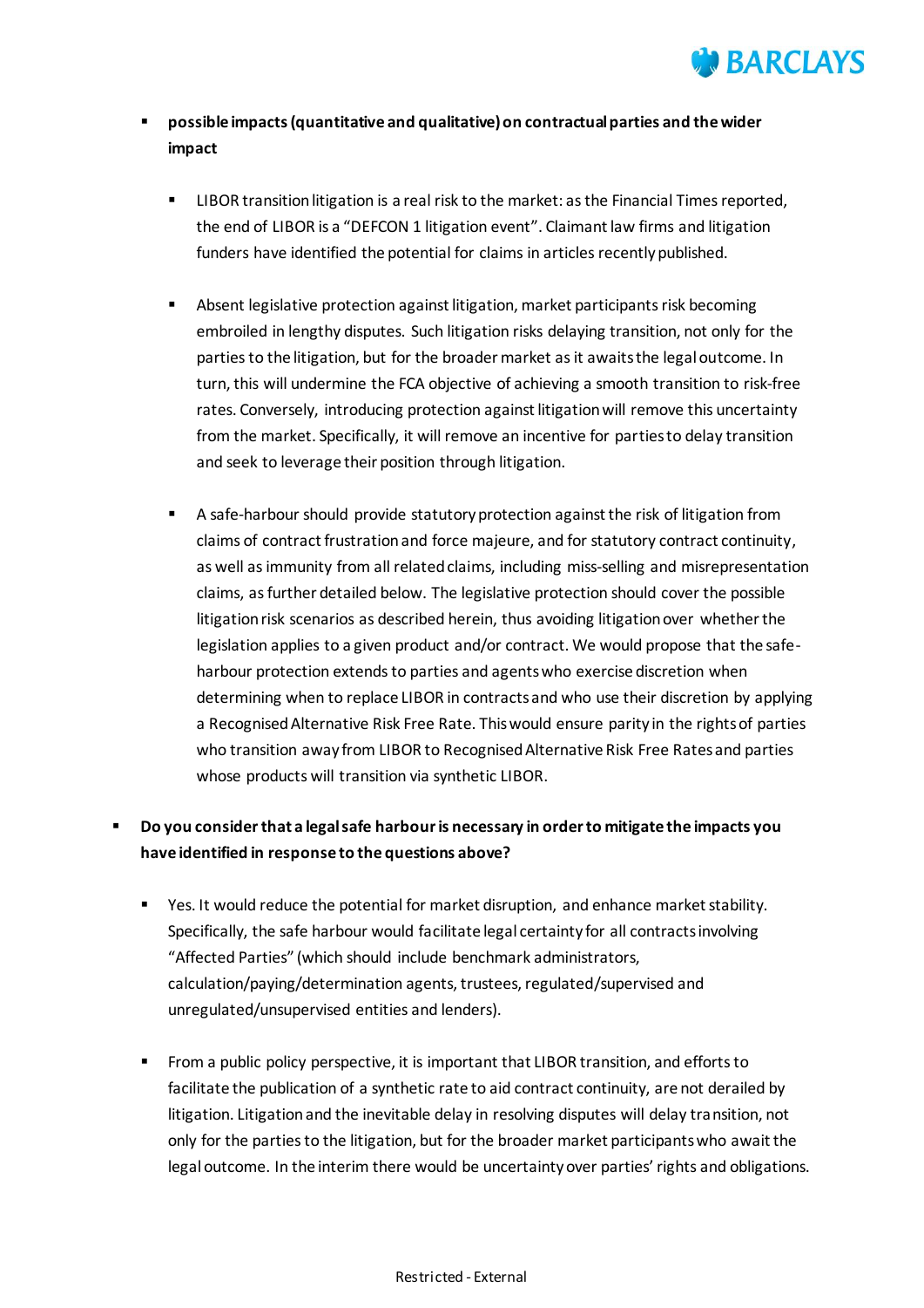- **possible impacts (quantitative and qualitative) on contractual parties and the wider impact**

  - LIBOR transition litigation is a real risk to the market: as the Financial Times reported, the end of LIBOR is a "DEFCON 1 litigation event". Claimant law firms and litigation funders have identified the potential for claims in articles recently published.

  - Absent legislative protection against litigation, market participants risk becoming embroiled in lengthy disputes. Such litigation risks delaying transition, not only for the parties to the litigation, but for the broader market as it awaits the legal outcome. In turn, this will undermine the FCA objective of achieving a smooth transition to risk-free rates. Conversely, introducing protection against litigation will remove this uncertainty from the market. Specifically, it will remove an incentive for parties to delay transition and seek to leverage their position through litigation.

  - A safe-harbour should provide statutory protection against the risk of litigation from claims of contract frustration and force majeure, and for statutory contract continuity, as well as immunity from all related claims, including miss-selling and misrepresentation claims, as further detailed below. The legislative protection should cover the possible litigation risk scenarios as described herein, thus avoiding litigation over whether the legislation applies to a given product and/or contract. We would propose that the safe-harbour protection extends to parties and agents who exercise discretion when determining when to replace LIBOR in contracts and who use their discretion by applying a Recognised Alternative Risk Free Rate. This would ensure parity in the rights of parties who transition away from LIBOR to Recognised Alternative Risk Free Rates and parties whose products will transition via synthetic LIBOR.

- **Do you consider that a legal safe harbour is necessary in order to mitigate the impacts you have identified in response to the questions above?**

  - Yes. It would reduce the potential for market disruption, and enhance market stability. Specifically, the safe harbour would facilitate legal certainty for all contracts involving "Affected Parties" (which should include benchmark administrators, calculation/paying/determination agents, trustees, regulated/supervised and unregulated/unsupervised entities and lenders).

  - From a public policy perspective, it is important that LIBOR transition, and efforts to facilitate the publication of a synthetic rate to aid contract continuity, are not derailed by litigation. Litigation and the inevitable delay in resolving disputes will delay transition, not only for the parties to the litigation, but for the broader market participants who await the legal outcome. In the interim there would be uncertainty over parties' rights and obligations.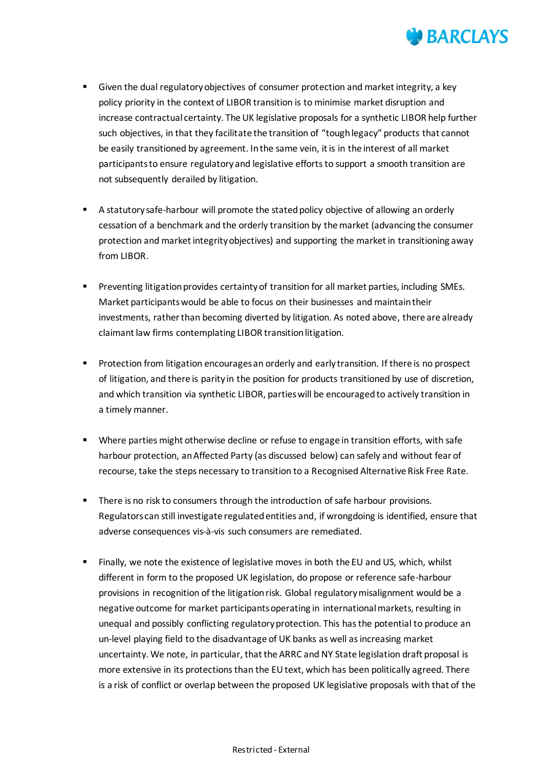- Given the dual regulatory objectives of consumer protection and market integrity, a key policy priority in the context of LIBOR transition is to minimise market disruption and increase contractual certainty. The UK legislative proposals for a synthetic LIBOR help further such objectives, in that they facilitate the transition of "tough legacy" products that cannot be easily transitioned by agreement. In the same vein, it is in the interest of all market participants to ensure regulatory and legislative efforts to support a smooth transition are not subsequently derailed by litigation.

- A statutory safe-harbour will promote the stated policy objective of allowing an orderly cessation of a benchmark and the orderly transition by the market (advancing the consumer protection and market integrity objectives) and supporting the market in transitioning away from LIBOR.

- Preventing litigation provides certainty of transition for all market parties, including SMEs. Market participants would be able to focus on their businesses and maintain their investments, rather than becoming diverted by litigation. As noted above, there are already claimant law firms contemplating LIBOR transition litigation.

- Protection from litigation encourages an orderly and early transition. If there is no prospect of litigation, and there is parity in the position for products transitioned by use of discretion, and which transition via synthetic LIBOR, parties will be encouraged to actively transition in a timely manner.

- Where parties might otherwise decline or refuse to engage in transition efforts, with safe harbour protection, an Affected Party (as discussed below) can safely and without fear of recourse, take the steps necessary to transition to a Recognised Alternative Risk Free Rate.

- There is no risk to consumers through the introduction of safe harbour provisions. Regulators can still investigate regulated entities and, if wrongdoing is identified, ensure that adverse consequences vis-à-vis such consumers are remediated.

- Finally, we note the existence of legislative moves in both the EU and US, which, whilst different in form to the proposed UK legislation, do propose or reference safe-harbour provisions in recognition of the litigation risk. Global regulatory misalignment would be a negative outcome for market participants operating in international markets, resulting in unequal and possibly conflicting regulatory protection. This has the potential to produce an un-level playing field to the disadvantage of UK banks as well as increasing market uncertainty. We note, in particular, that the ARRC and NY State legislation draft proposal is more extensive in its protections than the EU text, which has been politically agreed. There is a risk of conflict or overlap between the proposed UK legislative proposals with that of the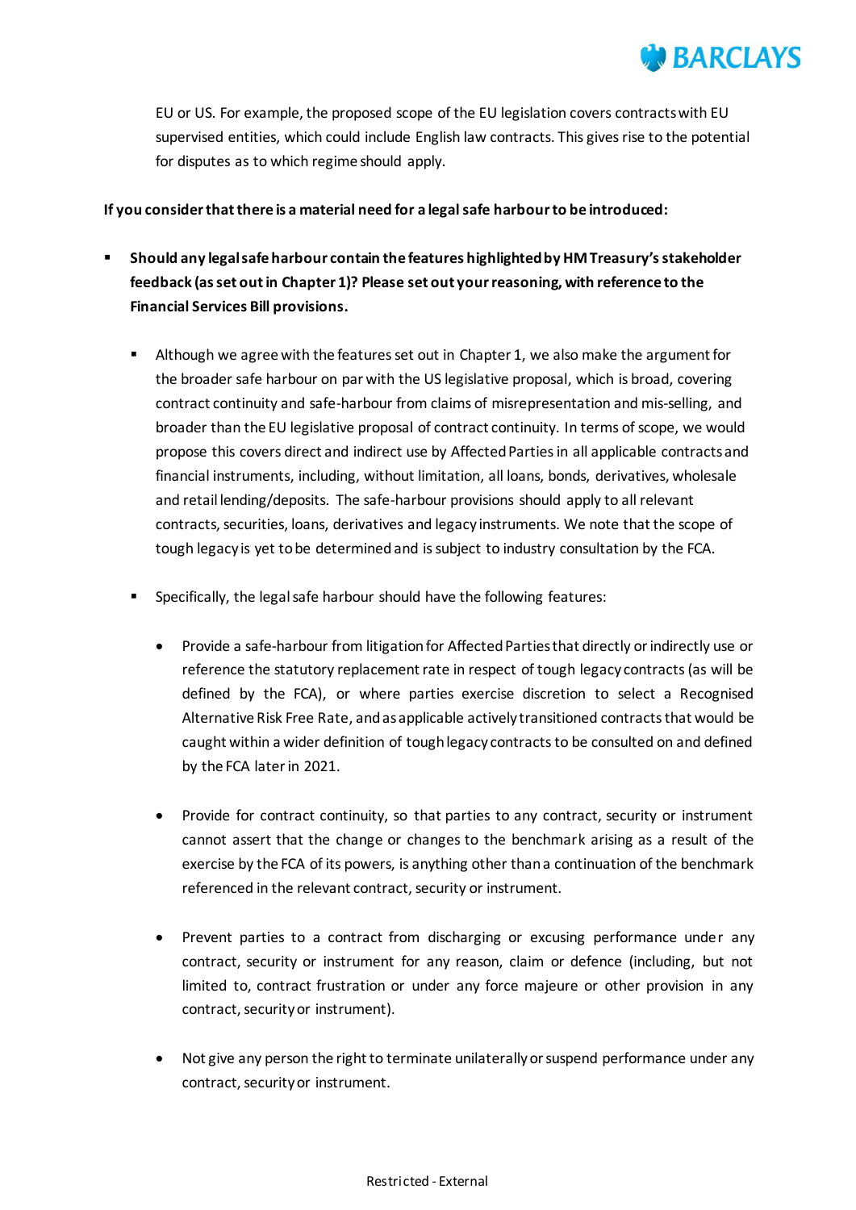EU or US. For example, the proposed scope of the EU legislation covers contracts with EU supervised entities, which could include English law contracts. This gives rise to the potential for disputes as to which regime should apply.

**If you consider that there is a material need for a legal safe harbour to be introduced:**

- **Should any legal safe harbour contain the features highlighted by HM Treasury's stakeholder feedback (as set out in Chapter 1)? Please set out your reasoning, with reference to the Financial Services Bill provisions.**

  - Although we agree with the features set out in Chapter 1, we also make the argument for the broader safe harbour on par with the US legislative proposal, which is broad, covering contract continuity and safe-harbour from claims of misrepresentation and mis-selling, and broader than the EU legislative proposal of contract continuity. In terms of scope, we would propose this covers direct and indirect use by Affected Parties in all applicable contracts and financial instruments, including, without limitation, all loans, bonds, derivatives, wholesale and retail lending/deposits. The safe-harbour provisions should apply to all relevant contracts, securities, loans, derivatives and legacy instruments. We note that the scope of tough legacy is yet to be determined and is subject to industry consultation by the FCA.

  - Specifically, the legal safe harbour should have the following features:

    - Provide a safe-harbour from litigation for Affected Parties that directly or indirectly use or reference the statutory replacement rate in respect of tough legacy contracts (as will be defined by the FCA), or where parties exercise discretion to select a Recognised Alternative Risk Free Rate, and as applicable actively transitioned contracts that would be caught within a wider definition of tough legacy contracts to be consulted on and defined by the FCA later in 2021.

    - Provide for contract continuity, so that parties to any contract, security or instrument cannot assert that the change or changes to the benchmark arising as a result of the exercise by the FCA of its powers, is anything other than a continuation of the benchmark referenced in the relevant contract, security or instrument.

    - Prevent parties to a contract from discharging or excusing performance under any contract, security or instrument for any reason, claim or defence (including, but not limited to, contract frustration or under any force majeure or other provision in any contract, security or instrument).

    - Not give any person the right to terminate unilaterally or suspend performance under any contract, security or instrument.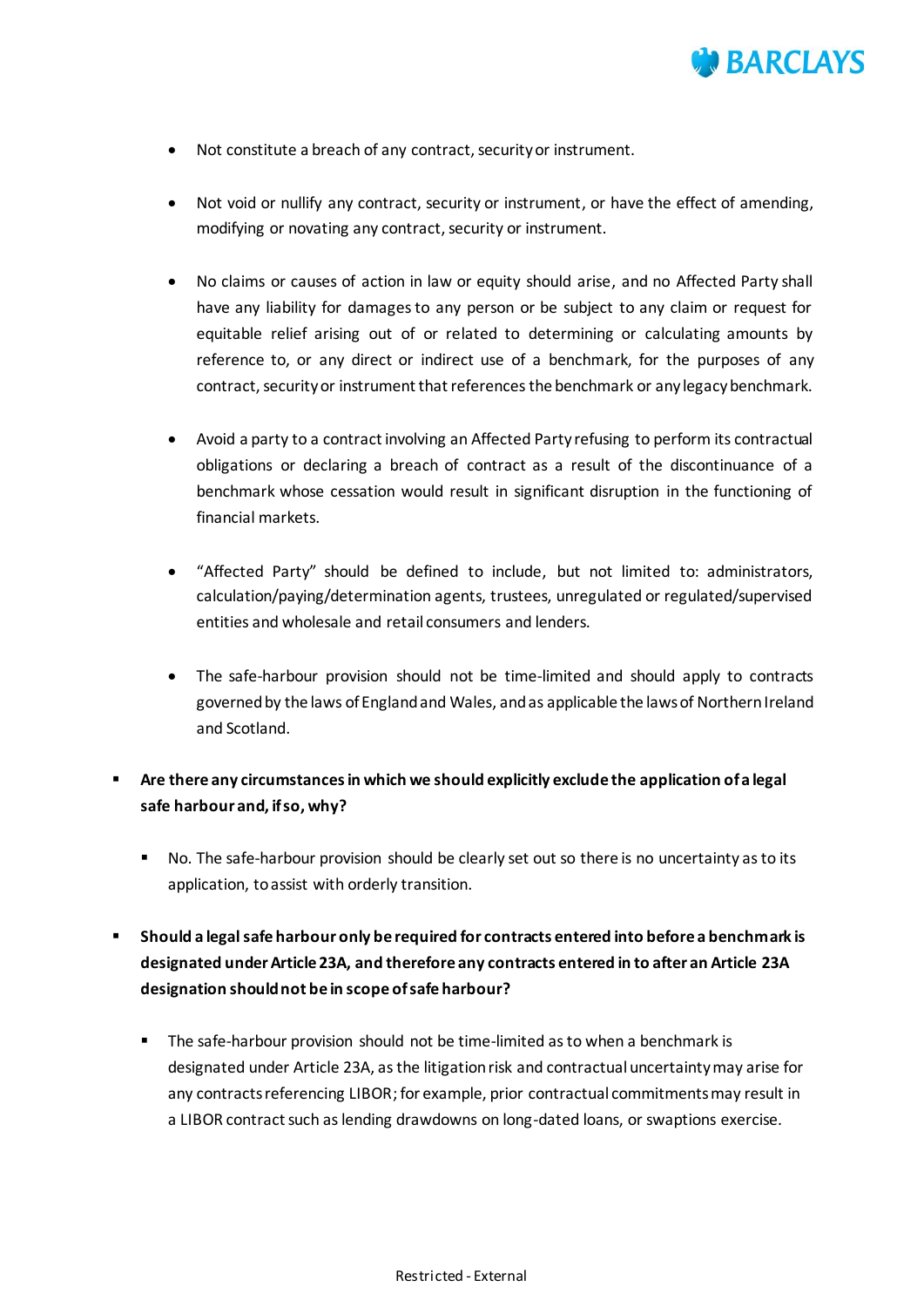- Not constitute a breach of any contract, security or instrument.

- Not void or nullify any contract, security or instrument, or have the effect of amending, modifying or novating any contract, security or instrument.

- No claims or causes of action in law or equity should arise, and no Affected Party shall have any liability for damages to any person or be subject to any claim or request for equitable relief arising out of or related to determining or calculating amounts by reference to, or any direct or indirect use of a benchmark, for the purposes of any contract, security or instrument that references the benchmark or any legacy benchmark.

- Avoid a party to a contract involving an Affected Party refusing to perform its contractual obligations or declaring a breach of contract as a result of the discontinuance of a benchmark whose cessation would result in significant disruption in the functioning of financial markets.

- "Affected Party" should be defined to include, but not limited to: administrators, calculation/paying/determination agents, trustees, unregulated or regulated/supervised entities and wholesale and retail consumers and lenders.

- The safe-harbour provision should not be time-limited and should apply to contracts governed by the laws of England and Wales, and as applicable the laws of Northern Ireland and Scotland.

- **Are there any circumstances in which we should explicitly exclude the application of a legal safe harbour and, if so, why?**

  - No. The safe-harbour provision should be clearly set out so there is no uncertainty as to its application, to assist with orderly transition.

- **Should a legal safe harbour only be required for contracts entered into before a benchmark is designated under Article 23A, and therefore any contracts entered in to after an Article 23A designation should not be in scope of safe harbour?**

  - The safe-harbour provision should not be time-limited as to when a benchmark is designated under Article 23A, as the litigation risk and contractual uncertainty may arise for any contracts referencing LIBOR; for example, prior contractual commitments may result in a LIBOR contract such as lending drawdowns on long-dated loans, or swaptions exercise.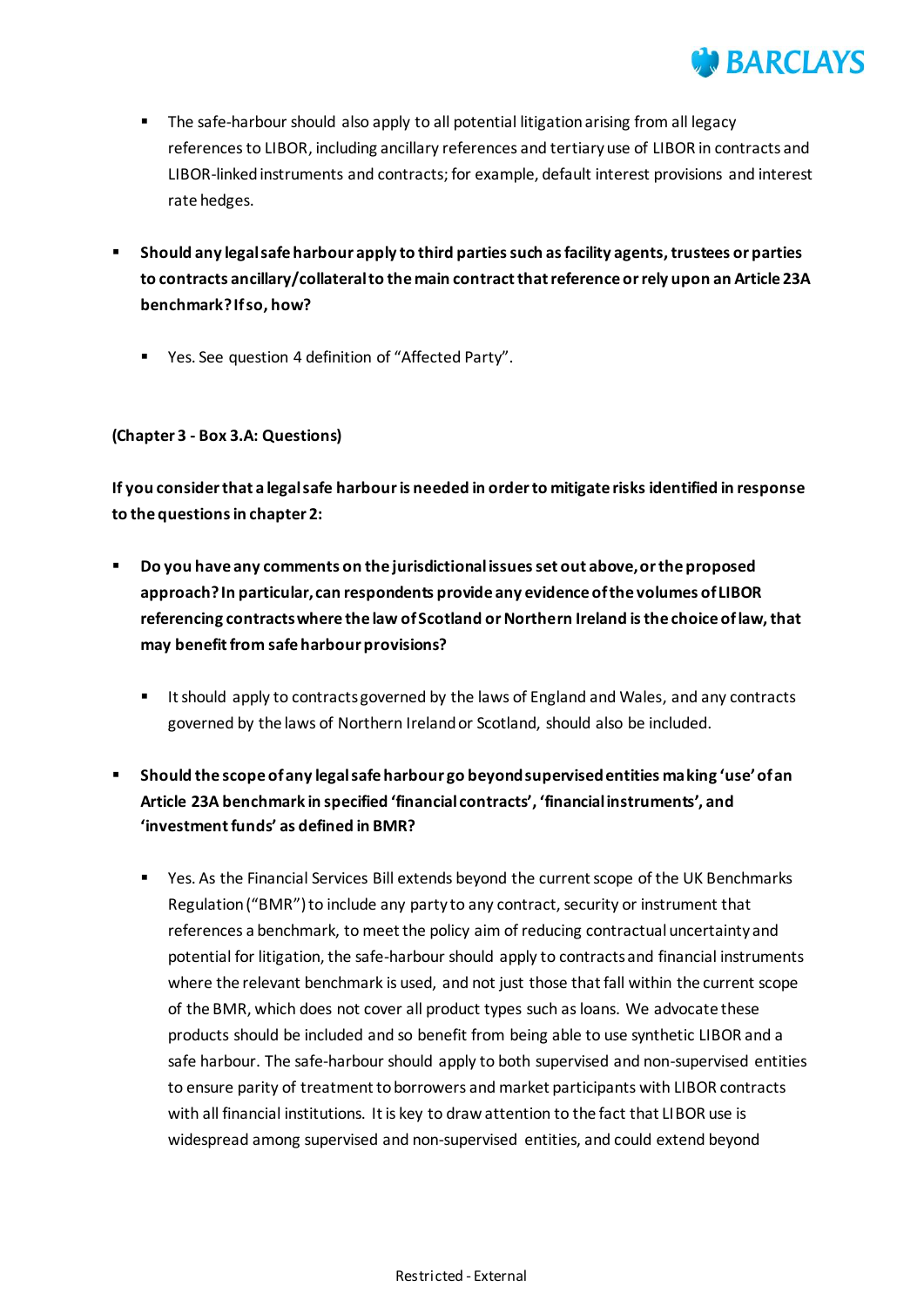- The safe-harbour should also apply to all potential litigation arising from all legacy references to LIBOR, including ancillary references and tertiary use of LIBOR in contracts and LIBOR-linked instruments and contracts; for example, default interest provisions and interest rate hedges.

- **Should any legal safe harbour apply to third parties such as facility agents, trustees or parties to contracts ancillary/collateral to the main contract that reference or rely upon an Article 23A benchmark? If so, how?**
  - Yes. See question 4 definition of "Affected Party".

**(Chapter 3 - Box 3.A: Questions)**

**If you consider that a legal safe harbour is needed in order to mitigate risks identified in response to the questions in chapter 2:**

- **Do you have any comments on the jurisdictional issues set out above, or the proposed approach? In particular, can respondents provide any evidence of the volumes of LIBOR referencing contracts where the law of Scotland or Northern Ireland is the choice of law, that may benefit from safe harbour provisions?**
  - It should apply to contracts governed by the laws of England and Wales, and any contracts governed by the laws of Northern Ireland or Scotland, should also be included.

- **Should the scope of any legal safe harbour go beyond supervised entities making 'use' of an Article 23A benchmark in specified 'financial contracts', 'financial instruments', and 'investment funds' as defined in BMR?**
  - Yes. As the Financial Services Bill extends beyond the current scope of the UK Benchmarks Regulation ("BMR") to include any party to any contract, security or instrument that references a benchmark, to meet the policy aim of reducing contractual uncertainty and potential for litigation, the safe-harbour should apply to contracts and financial instruments where the relevant benchmark is used, and not just those that fall within the current scope of the BMR, which does not cover all product types such as loans. We advocate these products should be included and so benefit from being able to use synthetic LIBOR and a safe harbour. The safe-harbour should apply to both supervised and non-supervised entities to ensure parity of treatment to borrowers and market participants with LIBOR contracts with all financial institutions. It is key to draw attention to the fact that LIBOR use is widespread among supervised and non-supervised entities, and could extend beyond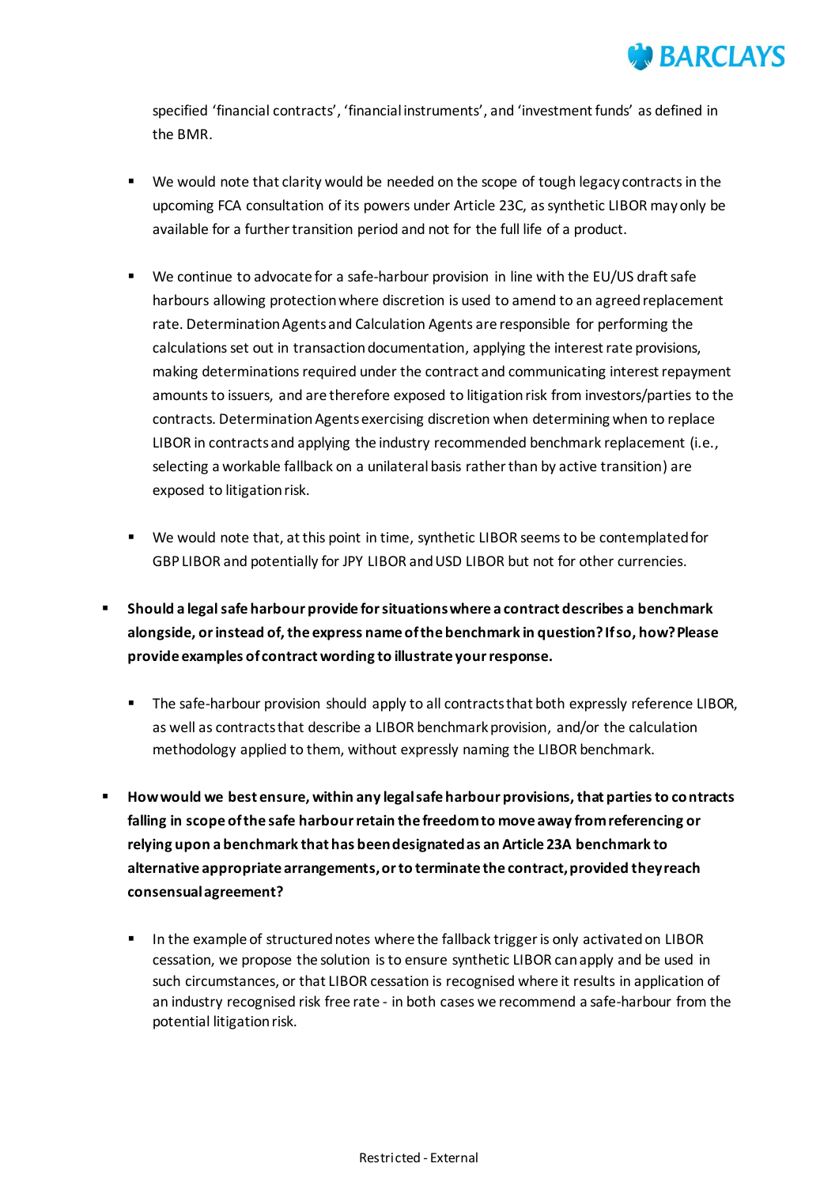specified 'financial contracts', 'financial instruments', and 'investment funds' as defined in the BMR.

- We would note that clarity would be needed on the scope of tough legacy contracts in the upcoming FCA consultation of its powers under Article 23C, as synthetic LIBOR may only be available for a further transition period and not for the full life of a product.

- We continue to advocate for a safe-harbour provision in line with the EU/US draft safe harbours allowing protection where discretion is used to amend to an agreed replacement rate. Determination Agents and Calculation Agents are responsible for performing the calculations set out in transaction documentation, applying the interest rate provisions, making determinations required under the contract and communicating interest repayment amounts to issuers, and are therefore exposed to litigation risk from investors/parties to the contracts. Determination Agents exercising discretion when determining when to replace LIBOR in contracts and applying the industry recommended benchmark replacement (i.e., selecting a workable fallback on a unilateral basis rather than by active transition) are exposed to litigation risk.

- We would note that, at this point in time, synthetic LIBOR seems to be contemplated for GBP LIBOR and potentially for JPY LIBOR and USD LIBOR but not for other currencies.

- **Should a legal safe harbour provide for situations where a contract describes a benchmark alongside, or instead of, the express name of the benchmark in question? If so, how? Please provide examples of contract wording to illustrate your response.**

  - The safe-harbour provision should apply to all contracts that both expressly reference LIBOR, as well as contracts that describe a LIBOR benchmark provision, and/or the calculation methodology applied to them, without expressly naming the LIBOR benchmark.

- **How would we best ensure, within any legal safe harbour provisions, that parties to contracts falling in scope of the safe harbour retain the freedom to move away from referencing or relying upon a benchmark that has been designated as an Article 23A benchmark to alternative appropriate arrangements, or to terminate the contract, provided they reach consensual agreement?**

  - In the example of structured notes where the fallback trigger is only activated on LIBOR cessation, we propose the solution is to ensure synthetic LIBOR can apply and be used in such circumstances, or that LIBOR cessation is recognised where it results in application of an industry recognised risk free rate - in both cases we recommend a safe-harbour from the potential litigation risk.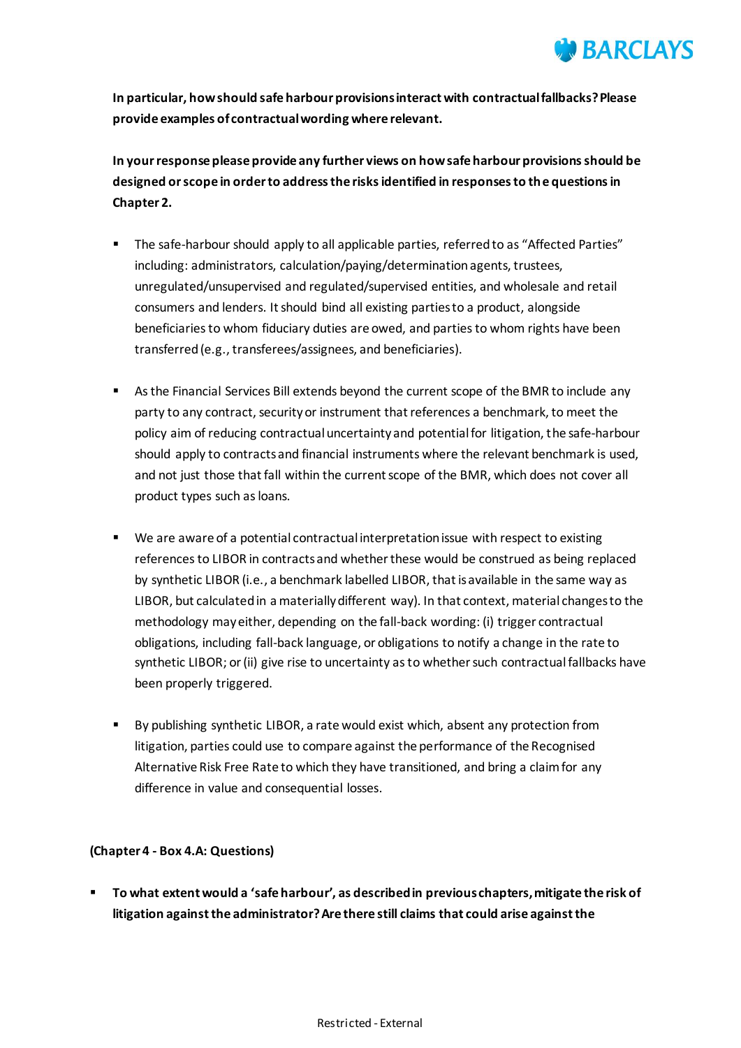**In particular, how should safe harbour provisions interact with contractual fallbacks? Please provide examples of contractual wording where relevant.**

**In your response please provide any further views on how safe harbour provisions should be designed or scope in order to address the risks identified in responses to the questions in Chapter 2.**

- The safe-harbour should apply to all applicable parties, referred to as "Affected Parties" including: administrators, calculation/paying/determination agents, trustees, unregulated/unsupervised and regulated/supervised entities, and wholesale and retail consumers and lenders. It should bind all existing parties to a product, alongside beneficiaries to whom fiduciary duties are owed, and parties to whom rights have been transferred (e.g., transferees/assignees, and beneficiaries).

- As the Financial Services Bill extends beyond the current scope of the BMR to include any party to any contract, security or instrument that references a benchmark, to meet the policy aim of reducing contractual uncertainty and potential for litigation, the safe-harbour should apply to contracts and financial instruments where the relevant benchmark is used, and not just those that fall within the current scope of the BMR, which does not cover all product types such as loans.

- We are aware of a potential contractual interpretation issue with respect to existing references to LIBOR in contracts and whether these would be construed as being replaced by synthetic LIBOR (i.e., a benchmark labelled LIBOR, that is available in the same way as LIBOR, but calculated in a materially different way). In that context, material changes to the methodology may either, depending on the fall-back wording: (i) trigger contractual obligations, including fall-back language, or obligations to notify a change in the rate to synthetic LIBOR; or (ii) give rise to uncertainty as to whether such contractual fallbacks have been properly triggered.

- By publishing synthetic LIBOR, a rate would exist which, absent any protection from litigation, parties could use to compare against the performance of the Recognised Alternative Risk Free Rate to which they have transitioned, and bring a claim for any difference in value and consequential losses.

**(Chapter 4 - Box 4.A: Questions)**

- **To what extent would a 'safe harbour', as described in previous chapters, mitigate the risk of litigation against the administrator? Are there still claims that could arise against the**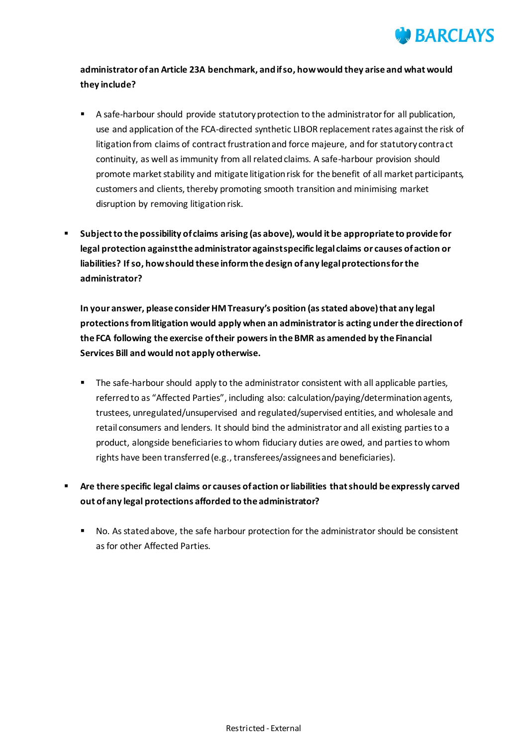**administrator of an Article 23A benchmark, and if so, how would they arise and what would they include?**

- A safe-harbour should provide statutory protection to the administrator for all publication, use and application of the FCA-directed synthetic LIBOR replacement rates against the risk of litigation from claims of contract frustration and force majeure, and for statutory contract continuity, as well as immunity from all related claims. A safe-harbour provision should promote market stability and mitigate litigation risk for the benefit of all market participants, customers and clients, thereby promoting smooth transition and minimising market disruption by removing litigation risk.

- **Subject to the possibility of claims arising (as above), would it be appropriate to provide for legal protection against the administrator against specific legal claims or causes of action or liabilities? If so, how should these inform the design of any legal protections for the administrator?**

  **In your answer, please consider HM Treasury's position (as stated above) that any legal protections from litigation would apply when an administrator is acting under the direction of the FCA following the exercise of their powers in the BMR as amended by the Financial Services Bill and would not apply otherwise.**

  - The safe-harbour should apply to the administrator consistent with all applicable parties, referred to as "Affected Parties", including also: calculation/paying/determination agents, trustees, unregulated/unsupervised and regulated/supervised entities, and wholesale and retail consumers and lenders. It should bind the administrator and all existing parties to a product, alongside beneficiaries to whom fiduciary duties are owed, and parties to whom rights have been transferred (e.g., transferees/assignees and beneficiaries).

- **Are there specific legal claims or causes of action or liabilities that should be expressly carved out of any legal protections afforded to the administrator?**

  - No. As stated above, the safe harbour protection for the administrator should be consistent as for other Affected Parties.